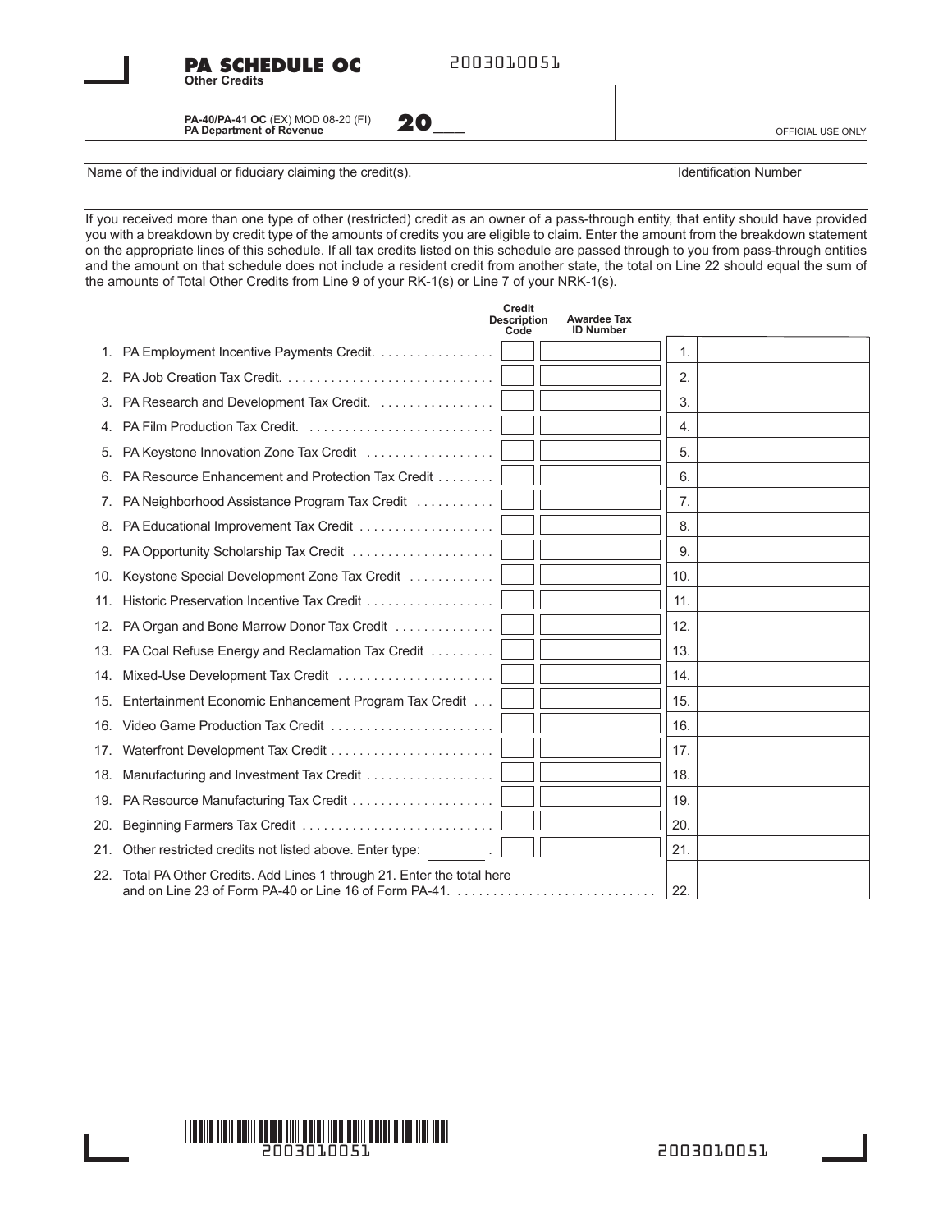# PA SCHEDULE OC

**Other Credits**

2003010051

**PA-40/PA-41 OC** (EX) MOD 08-20 (FI)
**PA Department of Revenue**

**20**___

OFFICIAL USE ONLY

| Name of the individual or fiduciary claiming the credit(s). | Identification Number |
|---|---|
| | |

If you received more than one type of other (restricted) credit as an owner of a pass-through entity, that entity should have provided you with a breakdown by credit type of the amounts of credits you are eligible to claim. Enter the amount from the breakdown statement on the appropriate lines of this schedule. If all tax credits listed on this schedule are passed through to you from pass-through entities and the amount on that schedule does not include a resident credit from another state, the total on Line 22 should equal the sum of the amounts of Total Other Credits from Line 9 of your RK-1(s) or Line 7 of your NRK-1(s).

| | Credit | Credit Description Code | Awardee Tax ID Number | Line | Amount |
|---|---|---|---|---|---|
| 1. | PA Employment Incentive Payments Credit. | | | 1. | |
| 2. | PA Job Creation Tax Credit. | | | 2. | |
| 3. | PA Research and Development Tax Credit. | | | 3. | |
| 4. | PA Film Production Tax Credit. | | | 4. | |
| 5. | PA Keystone Innovation Zone Tax Credit | | | 5. | |
| 6. | PA Resource Enhancement and Protection Tax Credit | | | 6. | |
| 7. | PA Neighborhood Assistance Program Tax Credit | | | 7. | |
| 8. | PA Educational Improvement Tax Credit | | | 8. | |
| 9. | PA Opportunity Scholarship Tax Credit | | | 9. | |
| 10. | Keystone Special Development Zone Tax Credit | | | 10. | |
| 11. | Historic Preservation Incentive Tax Credit | | | 11. | |
| 12. | PA Organ and Bone Marrow Donor Tax Credit | | | 12. | |
| 13. | PA Coal Refuse Energy and Reclamation Tax Credit | | | 13. | |
| 14. | Mixed-Use Development Tax Credit | | | 14. | |
| 15. | Entertainment Economic Enhancement Program Tax Credit | | | 15. | |
| 16. | Video Game Production Tax Credit | | | 16. | |
| 17. | Waterfront Development Tax Credit | | | 17. | |
| 18. | Manufacturing and Investment Tax Credit | | | 18. | |
| 19. | PA Resource Manufacturing Tax Credit | | | 19. | |
| 20. | Beginning Farmers Tax Credit | | | 20. | |
| 21. | Other restricted credits not listed above. Enter type: ________. | | | 21. | |
| 22. | Total PA Other Credits. Add Lines 1 through 21. Enter the total here and on Line 23 of Form PA-40 or Line 16 of Form PA-41. | | | 22. | |

2003010051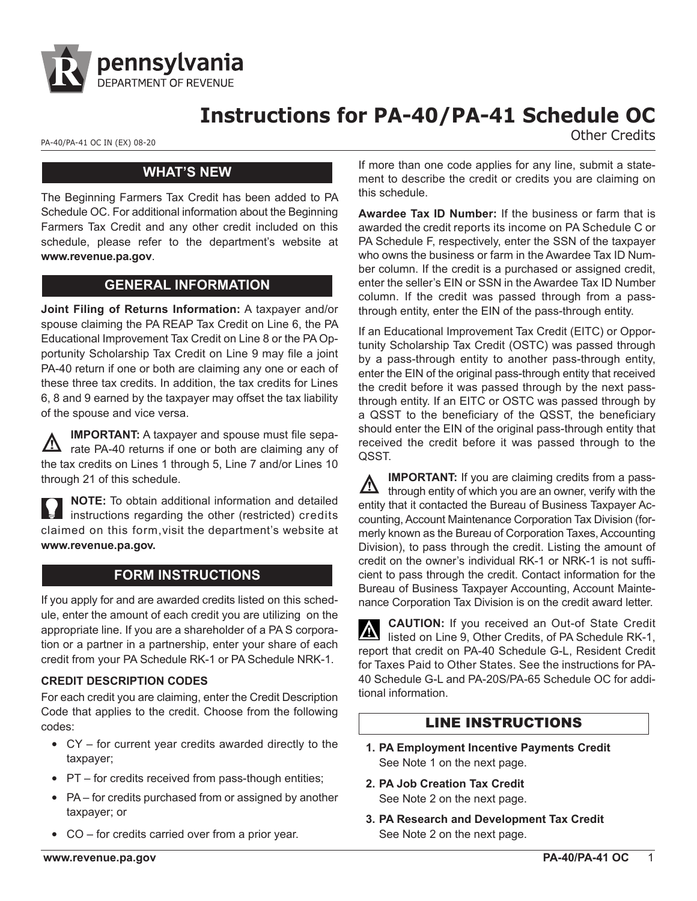# Instructions for PA-40/PA-41 Schedule OC

Other Credits

PA-40/PA-41 OC IN (EX) 08-20

## WHAT'S NEW

The Beginning Farmers Tax Credit has been added to PA Schedule OC. For additional information about the Beginning Farmers Tax Credit and any other credit included on this schedule, please refer to the department's website at **www.revenue.pa.gov**.

## GENERAL INFORMATION

**Joint Filing of Returns Information:** A taxpayer and/or spouse claiming the PA REAP Tax Credit on Line 6, the PA Educational Improvement Tax Credit on Line 8 or the PA Opportunity Scholarship Tax Credit on Line 9 may file a joint PA-40 return if one or both are claiming any one or each of these three tax credits. In addition, the tax credits for Lines 6, 8 and 9 earned by the taxpayer may offset the tax liability of the spouse and vice versa.

**IMPORTANT:** A taxpayer and spouse must file separate PA-40 returns if one or both are claiming any of the tax credits on Lines 1 through 5, Line 7 and/or Lines 10 through 21 of this schedule.

**NOTE:** To obtain additional information and detailed instructions regarding the other (restricted) credits claimed on this form,visit the department's website at **www.revenue.pa.gov.**

## FORM INSTRUCTIONS

If you apply for and are awarded credits listed on this schedule, enter the amount of each credit you are utilizing on the appropriate line. If you are a shareholder of a PA S corporation or a partner in a partnership, enter your share of each credit from your PA Schedule RK-1 or PA Schedule NRK-1.

### CREDIT DESCRIPTION CODES

For each credit you are claiming, enter the Credit Description Code that applies to the credit. Choose from the following codes:

- CY – for current year credits awarded directly to the taxpayer;
- PT – for credits received from pass-though entities;
- PA – for credits purchased from or assigned by another taxpayer; or
- CO – for credits carried over from a prior year.

If more than one code applies for any line, submit a statement to describe the credit or credits you are claiming on this schedule.

**Awardee Tax ID Number:** If the business or farm that is awarded the credit reports its income on PA Schedule C or PA Schedule F, respectively, enter the SSN of the taxpayer who owns the business or farm in the Awardee Tax ID Number column. If the credit is a purchased or assigned credit, enter the seller's EIN or SSN in the Awardee Tax ID Number column. If the credit was passed through from a pass-through entity, enter the EIN of the pass-through entity.

If an Educational Improvement Tax Credit (EITC) or Opportunity Scholarship Tax Credit (OSTC) was passed through by a pass-through entity to another pass-through entity, enter the EIN of the original pass-through entity that received the credit before it was passed through by the next pass-through entity. If an EITC or OSTC was passed through by a QSST to the beneficiary of the QSST, the beneficiary should enter the EIN of the original pass-through entity that received the credit before it was passed through to the QSST.

**IMPORTANT:** If you are claiming credits from a pass-through entity of which you are an owner, verify with the entity that it contacted the Bureau of Business Taxpayer Accounting, Account Maintenance Corporation Tax Division (formerly known as the Bureau of Corporation Taxes, Accounting Division), to pass through the credit. Listing the amount of credit on the owner's individual RK-1 or NRK-1 is not sufficient to pass through the credit. Contact information for the Bureau of Business Taxpayer Accounting, Account Maintenance Corporation Tax Division is on the credit award letter.

**CAUTION:** If you received an Out-of State Credit listed on Line 9, Other Credits, of PA Schedule RK-1, report that credit on PA-40 Schedule G-L, Resident Credit for Taxes Paid to Other States. See the instructions for PA-40 Schedule G-L and PA-20S/PA-65 Schedule OC for additional information.

## LINE INSTRUCTIONS

1. **PA Employment Incentive Payments Credit**
   See Note 1 on the next page.
2. **PA Job Creation Tax Credit**
   See Note 2 on the next page.
3. **PA Research and Development Tax Credit**
   See Note 2 on the next page.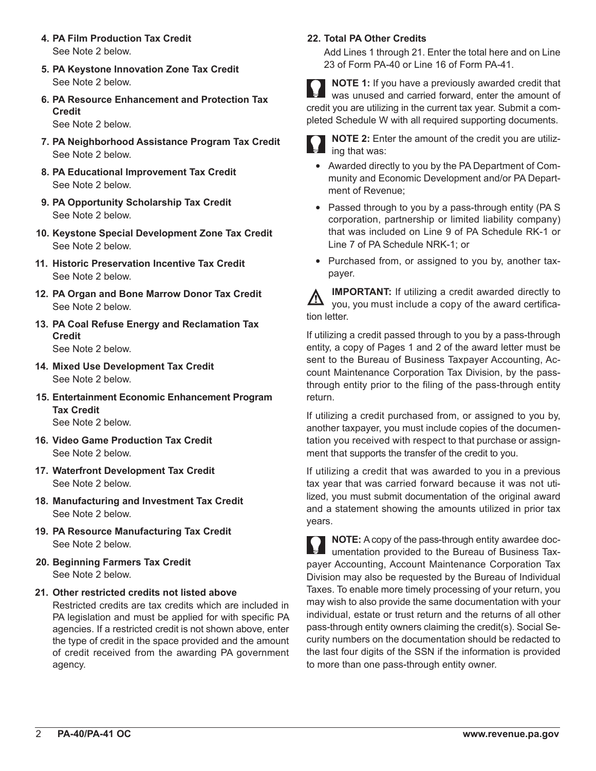**4. PA Film Production Tax Credit**
See Note 2 below.

**5. PA Keystone Innovation Zone Tax Credit**
See Note 2 below.

**6. PA Resource Enhancement and Protection Tax Credit**
See Note 2 below.

**7. PA Neighborhood Assistance Program Tax Credit**
See Note 2 below.

**8. PA Educational Improvement Tax Credit**
See Note 2 below.

**9. PA Opportunity Scholarship Tax Credit**
See Note 2 below.

**10. Keystone Special Development Zone Tax Credit**
See Note 2 below.

**11. Historic Preservation Incentive Tax Credit**
See Note 2 below.

**12. PA Organ and Bone Marrow Donor Tax Credit**
See Note 2 below.

**13. PA Coal Refuse Energy and Reclamation Tax Credit**
See Note 2 below.

**14. Mixed Use Development Tax Credit**
See Note 2 below.

**15. Entertainment Economic Enhancement Program Tax Credit**
See Note 2 below.

**16. Video Game Production Tax Credit**
See Note 2 below.

**17. Waterfront Development Tax Credit**
See Note 2 below.

**18. Manufacturing and Investment Tax Credit**
See Note 2 below.

**19. PA Resource Manufacturing Tax Credit**
See Note 2 below.

**20. Beginning Farmers Tax Credit**
See Note 2 below.

**21. Other restricted credits not listed above**
Restricted credits are tax credits which are included in PA legislation and must be applied for with specific PA agencies. If a restricted credit is not shown above, enter the type of credit in the space provided and the amount of credit received from the awarding PA government agency.

**22. Total PA Other Credits**
Add Lines 1 through 21. Enter the total here and on Line 23 of Form PA-40 or Line 16 of Form PA-41.

**NOTE 1:** If you have a previously awarded credit that was unused and carried forward, enter the amount of credit you are utilizing in the current tax year. Submit a completed Schedule W with all required supporting documents.

**NOTE 2:** Enter the amount of the credit you are utilizing that was:

- Awarded directly to you by the PA Department of Community and Economic Development and/or PA Department of Revenue;
- Passed through to you by a pass-through entity (PA S corporation, partnership or limited liability company) that was included on Line 9 of PA Schedule RK-1 or Line 7 of PA Schedule NRK-1; or
- Purchased from, or assigned to you by, another taxpayer.

**IMPORTANT:** If utilizing a credit awarded directly to you, you must include a copy of the award certification letter.

If utilizing a credit passed through to you by a pass-through entity, a copy of Pages 1 and 2 of the award letter must be sent to the Bureau of Business Taxpayer Accounting, Account Maintenance Corporation Tax Division, by the pass-through entity prior to the filing of the pass-through entity return.

If utilizing a credit purchased from, or assigned to you by, another taxpayer, you must include copies of the documentation you received with respect to that purchase or assignment that supports the transfer of the credit to you.

If utilizing a credit that was awarded to you in a previous tax year that was carried forward because it was not utilized, you must submit documentation of the original award and a statement showing the amounts utilized in prior tax years.

**NOTE:** A copy of the pass-through entity awardee documentation provided to the Bureau of Business Taxpayer Accounting, Account Maintenance Corporation Tax Division may also be requested by the Bureau of Individual Taxes. To enable more timely processing of your return, you may wish to also provide the same documentation with your individual, estate or trust return and the returns of all other pass-through entity owners claiming the credit(s). Social Security numbers on the documentation should be redacted to the last four digits of the SSN if the information is provided to more than one pass-through entity owner.